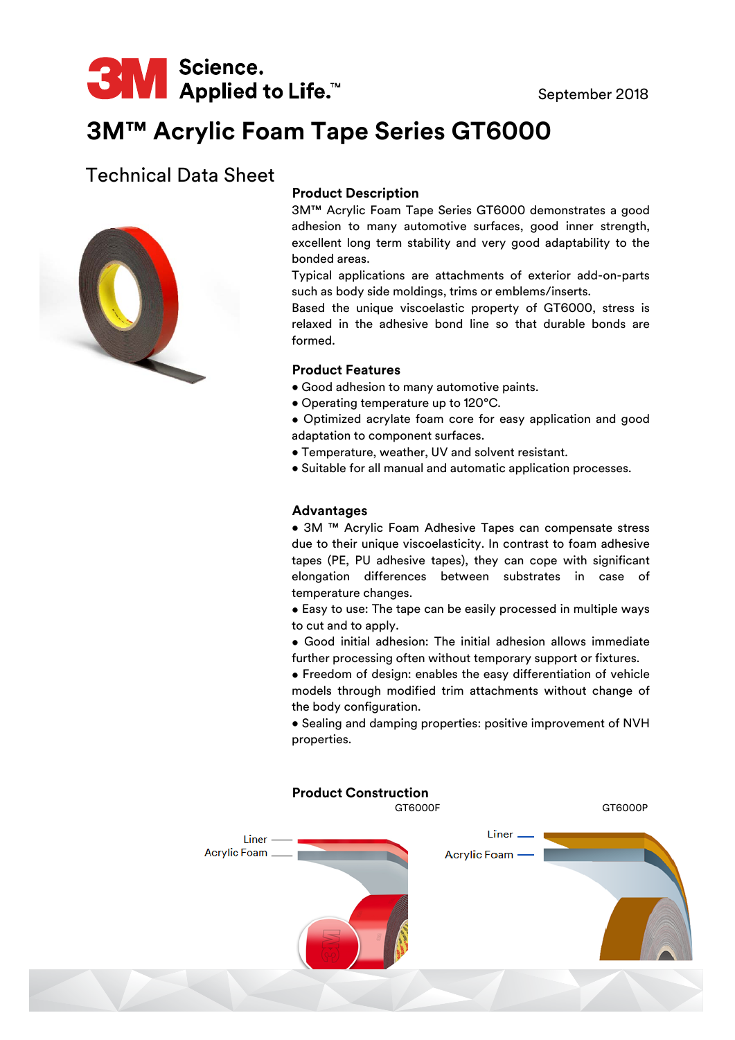September 2018

# 3M™ Acrylic Foam Tape Series GT6000

## Technical Data Sheet

### Product Description

3M™ Acrylic Foam Tape Series GT6000 demonstrates a good adhesion to many automotive surfaces, good inner strength, excellent long term stability and very good adaptability to the bonded areas.

Typical applications are attachments of exterior add-on-parts such as body side moldings, trims or emblems/inserts.

Based the unique viscoelastic property of GT6000, stress is relaxed in the adhesive bond line so that durable bonds are formed.

### Product Features

- Good adhesion to many automotive paints.
- Operating temperature up to 120°C.
- Optimized acrylate foam core for easy application and good adaptation to component surfaces.
- Temperature, weather, UV and solvent resistant.
- Suitable for all manual and automatic application processes.

### Advantages

- 3M ™ Acrylic Foam Adhesive Tapes can compensate stress due to their unique viscoelasticity. In contrast to foam adhesive tapes (PE, PU adhesive tapes), they can cope with significant elongation differences between substrates in case of temperature changes.
- Easy to use: The tape can be easily processed in multiple ways to cut and to apply.
- Good initial adhesion: The initial adhesion allows immediate further processing often without temporary support or fixtures.
- Freedom of design: enables the easy differentiation of vehicle models through modified trim attachments without change of the body configuration.
- Sealing and damping properties: positive improvement of NVH properties.

### Product Construction

GT6000F

- Liner
- Acrylic Foam

GT6000P

- Liner
- Acrylic Foam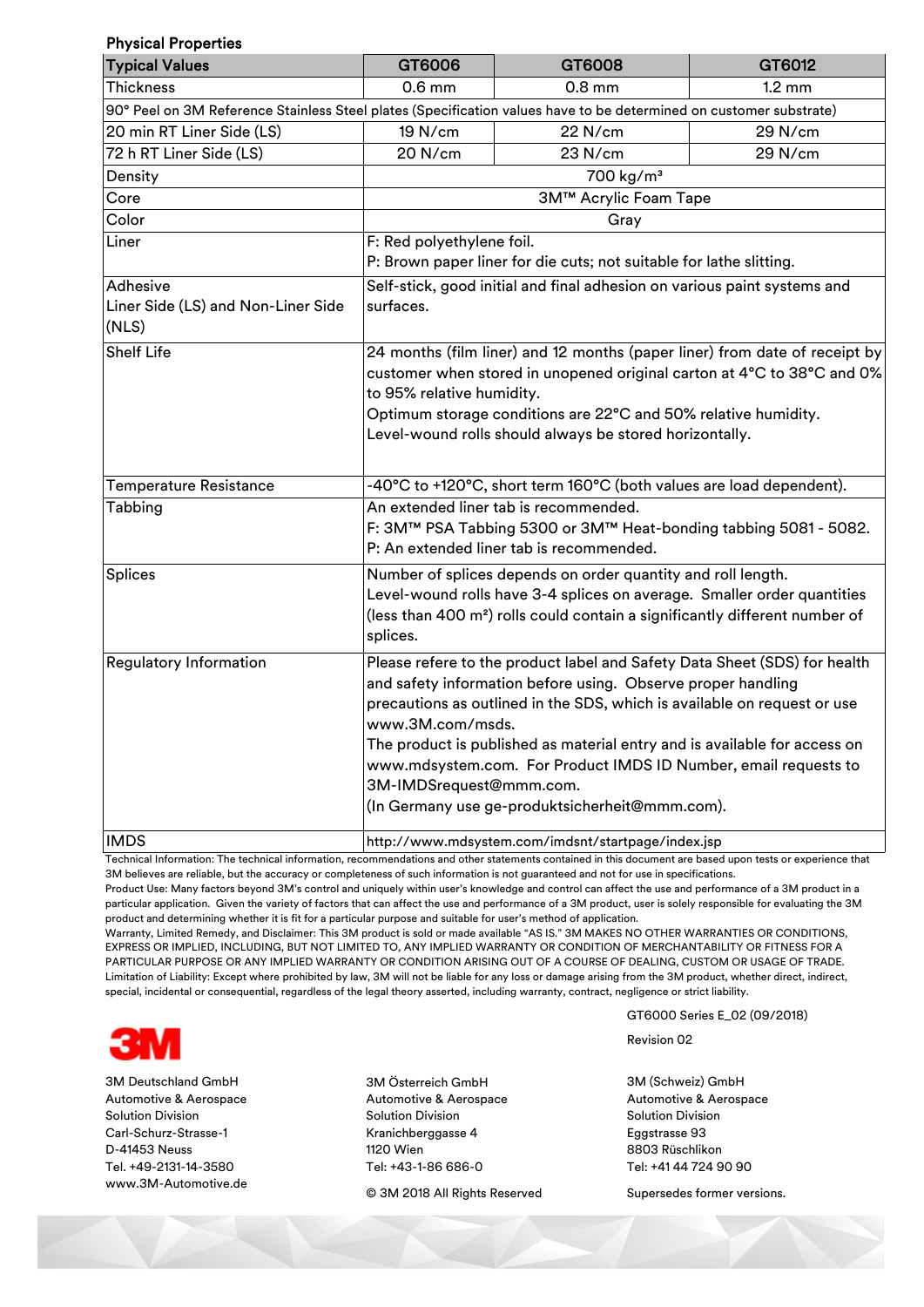**Physical Properties**

| Typical Values | GT6006 | GT6008 | GT6012 |
|---|---|---|---|
| Thickness | 0.6 mm | 0.8 mm | 1.2 mm |
| 90° Peel on 3M Reference Stainless Steel plates (Specification values have to be determined on customer substrate) | | | |
| 20 min RT Liner Side (LS) | 19 N/cm | 22 N/cm | 29 N/cm |
| 72 h RT Liner Side (LS) | 20 N/cm | 23 N/cm | 29 N/cm |
| Density | 700 kg/m³ | | |
| Core | 3M™ Acrylic Foam Tape | | |
| Color | Gray | | |
| Liner | F: Red polyethylene foil.<br>P: Brown paper liner for die cuts; not suitable for lathe slitting. | | |
| Adhesive<br>Liner Side (LS) and Non-Liner Side (NLS) | Self-stick, good initial and final adhesion on various paint systems and surfaces. | | |
| Shelf Life | 24 months (film liner) and 12 months (paper liner) from date of receipt by customer when stored in unopened original carton at 4°C to 38°C and 0% to 95% relative humidity.<br>Optimum storage conditions are 22°C and 50% relative humidity.<br>Level-wound rolls should always be stored horizontally. | | |
| Temperature Resistance | -40°C to +120°C, short term 160°C (both values are load dependent). | | |
| Tabbing | An extended liner tab is recommended.<br>F: 3M™ PSA Tabbing 5300 or 3M™ Heat-bonding tabbing 5081 - 5082.<br>P: An extended liner tab is recommended. | | |
| Splices | Number of splices depends on order quantity and roll length.<br>Level-wound rolls have 3-4 splices on average. Smaller order quantities (less than 400 m²) rolls could contain a significantly different number of splices. | | |
| Regulatory Information | Please refere to the product label and Safety Data Sheet (SDS) for health and safety information before using. Observe proper handling precautions as outlined in the SDS, which is available on request or use www.3M.com/msds.<br>The product is published as material entry and is available for access on www.mdsystem.com. For Product IMDS ID Number, email requests to 3M-IMDSrequest@mmm.com.<br>(In Germany use ge-produktsicherheit@mmm.com). | | |
| IMDS | http://www.mdsystem.com/imdsnt/startpage/index.jsp | | |

Technical Information: The technical information, recommendations and other statements contained in this document are based upon tests or experience that 3M believes are reliable, but the accuracy or completeness of such information is not guaranteed and not for use in specifications.

Product Use: Many factors beyond 3M's control and uniquely within user's knowledge and control can affect the use and performance of a 3M product in a particular application. Given the variety of factors that can affect the use and performance of a 3M product, user is solely responsible for evaluating the 3M product and determining whether it is fit for a particular purpose and suitable for user's method of application.

Warranty, Limited Remedy, and Disclaimer: This 3M product is sold or made available "AS IS." 3M MAKES NO OTHER WARRANTIES OR CONDITIONS, EXPRESS OR IMPLIED, INCLUDING, BUT NOT LIMITED TO, ANY IMPLIED WARRANTY OR CONDITION OF MERCHANTABILITY OR FITNESS FOR A PARTICULAR PURPOSE OR ANY IMPLIED WARRANTY OR CONDITION ARISING OUT OF A COURSE OF DEALING, CUSTOM OR USAGE OF TRADE.

Limitation of Liability: Except where prohibited by law, 3M will not be liable for any loss or damage arising from the 3M product, whether direct, indirect, special, incidental or consequential, regardless of the legal theory asserted, including warranty, contract, negligence or strict liability.

GT6000 Series E_02 (09/2018)

Revision 02

3M Deutschland GmbH
Automotive & Aerospace
Solution Division
Carl-Schurz-Strasse-1
D-41453 Neuss
Tel. +49-2131-14-3580
www.3M-Automotive.de

3M Österreich GmbH
Automotive & Aerospace
Solution Division
Kranichberggasse 4
1120 Wien
Tel: +43-1-86 686-0

© 3M 2018 All Rights Reserved

3M (Schweiz) GmbH
Automotive & Aerospace
Solution Division
Eggstrasse 93
8803 Rüschlikon
Tel: +41 44 724 90 90

Supersedes former versions.